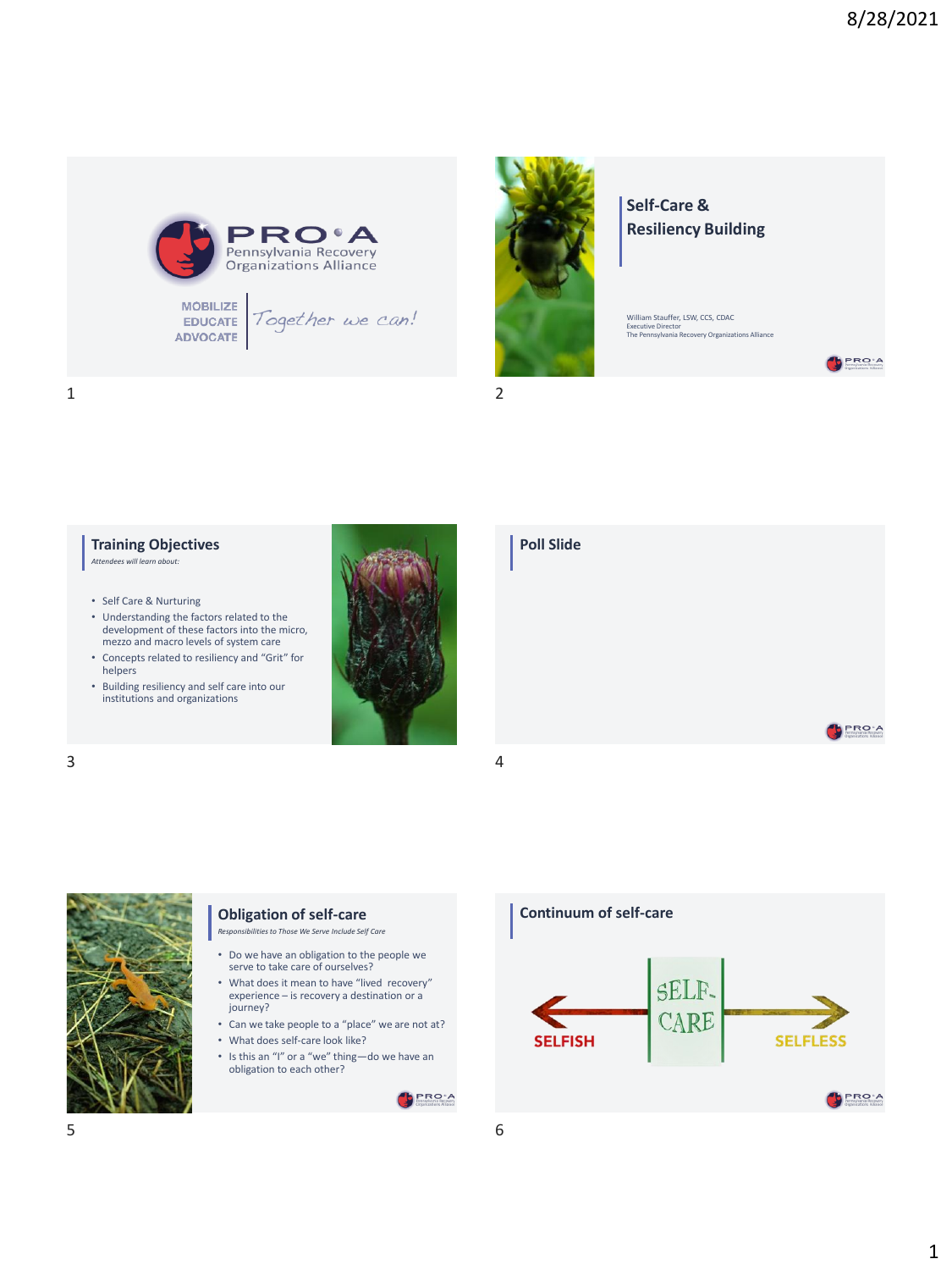PRO•A Pennsylvania Recovery Organizations Alliance

MOBILIZE
EDUCATE
ADVOCATE

*Together we can!*

## Self-Care & Resiliency Building

William Stauffer, LSW, CCS, CDAC
Executive Director
The Pennsylvania Recovery Organizations Alliance

## Training Objectives

*Attendees will learn about:*

- Self Care & Nurturing
- Understanding the factors related to the development of these factors into the micro, mezzo and macro levels of system care
- Concepts related to resiliency and "Grit" for helpers
- Building resiliency and self care into our institutions and organizations

## Poll Slide

## Obligation of self-care

*Responsibilities to Those We Serve Include Self Care*

- Do we have an obligation to the people we serve to take care of ourselves?
- What does it mean to have "lived recovery" experience – is recovery a destination or a journey?
- Can we take people to a "place" we are not at?
- What does self-care look like?
- Is this an "I" or a "we" thing—do we have an obligation to each other?

## Continuum of self-care

SELFISH ← SELF-CARE → SELFLESS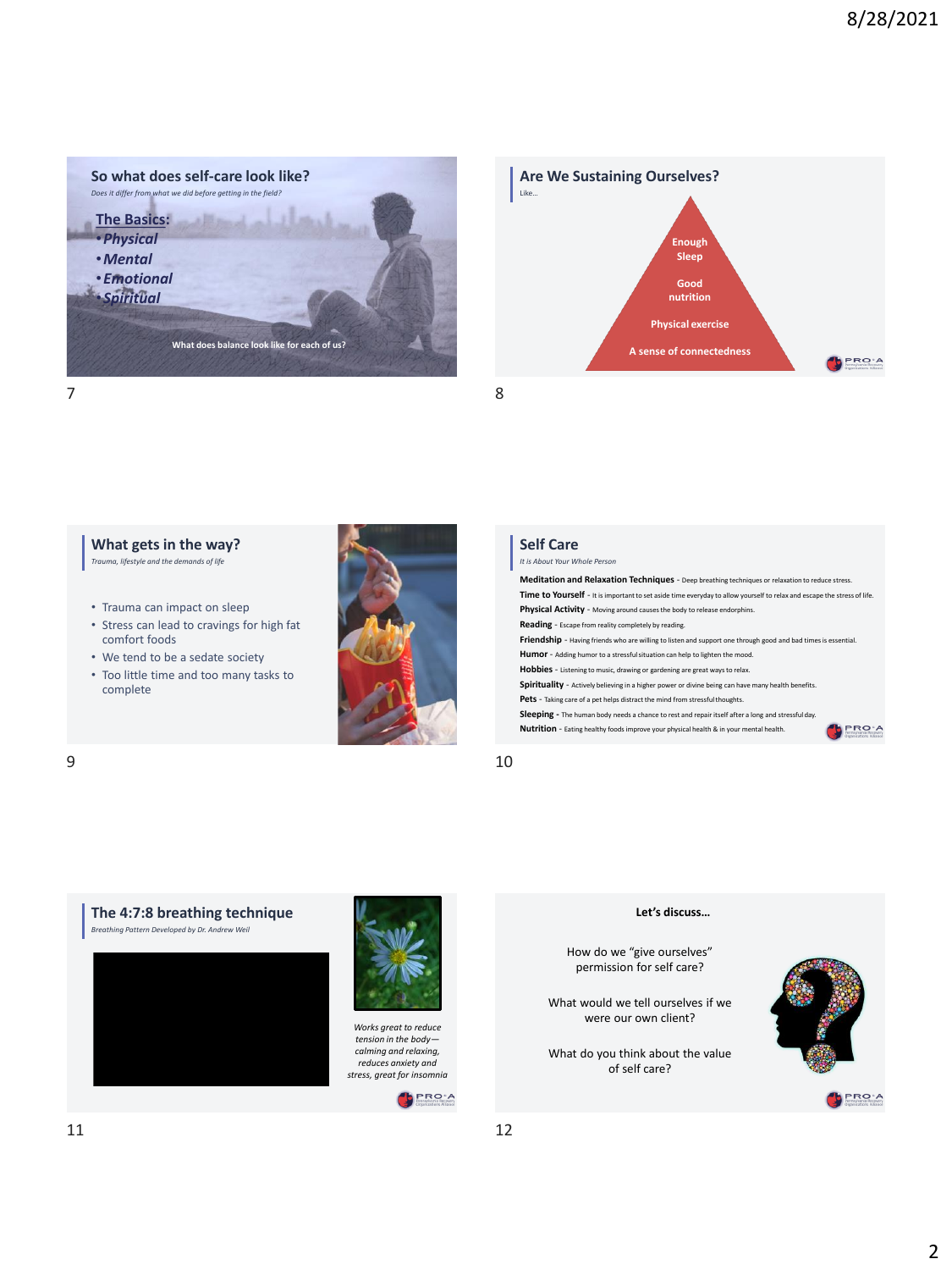## So what does self-care look like?

*Does it differ from what we did before getting in the field?*

**The Basics:**

- ***Physical***
- ***Mental***
- ***Emotional***
- ***Spiritual***

**What does balance look like for each of us?**

## Are We Sustaining Ourselves?

Like…

- **Enough Sleep**
- **Good nutrition**
- **Physical exercise**
- **A sense of connectedness**

## What gets in the way?

*Trauma, lifestyle and the demands of life*

- Trauma can impact on sleep
- Stress can lead to cravings for high fat comfort foods
- We tend to be a sedate society
- Too little time and too many tasks to complete

## Self Care

*It is About Your Whole Person*

**Meditation and Relaxation Techniques** - Deep breathing techniques or relaxation to reduce stress.

**Time to Yourself** - It is important to set aside time everyday to allow yourself to relax and escape the stress of life.

**Physical Activity** - Moving around causes the body to release endorphins.

**Reading** - Escape from reality completely by reading.

**Friendship** - Having friends who are willing to listen and support one through good and bad times is essential.

**Humor** - Adding humor to a stressful situation can help to lighten the mood.

**Hobbies** - Listening to music, drawing or gardening are great ways to relax.

**Spirituality** - Actively believing in a higher power or divine being can have many health benefits.

**Pets** - Taking care of a pet helps distract the mind from stressful thoughts.

**Sleeping** - The human body needs a chance to rest and repair itself after a long and stressful day.

**Nutrition** - Eating healthy foods improve your physical health & in your mental health.

## The 4:7:8 breathing technique

*Breathing Pattern Developed by Dr. Andrew Weil*

*Works great to reduce tension in the body—calming and relaxing, reduces anxiety and stress, great for insomnia*

## Let's discuss…

How do we "give ourselves" permission for self care?

What would we tell ourselves if we were our own client?

What do you think about the value of self care?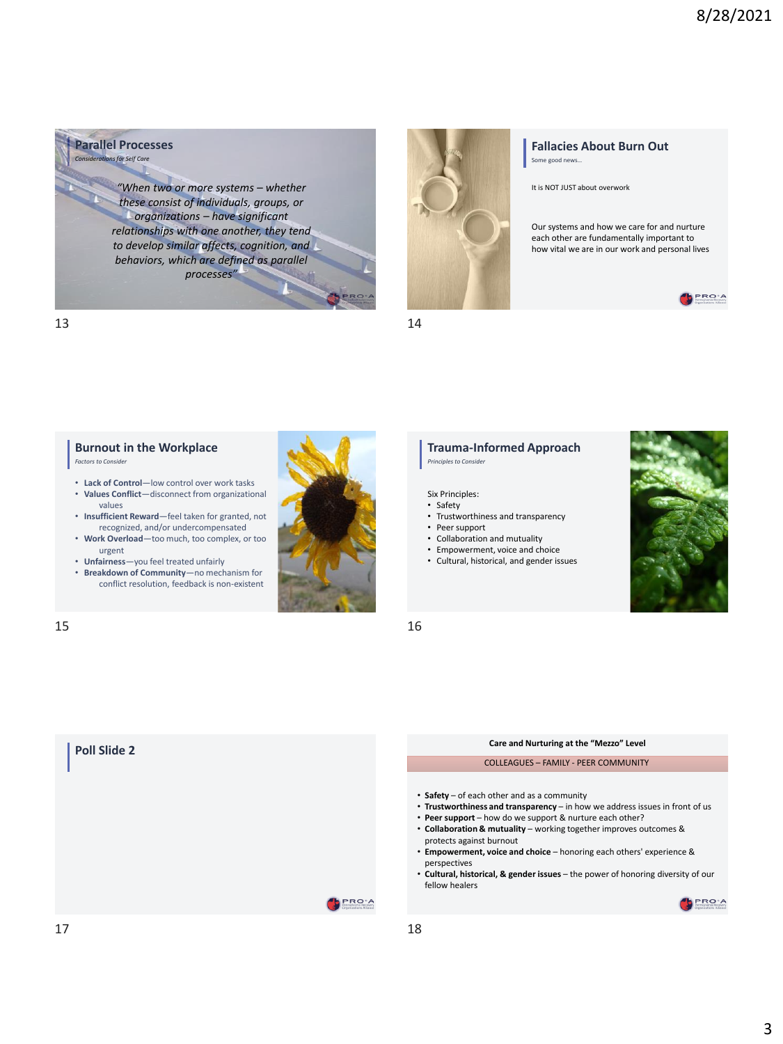## Parallel Processes

*Considerations for Self Care*

*"When two or more systems – whether these consist of individuals, groups, or organizations – have significant relationships with one another, they tend to develop similar affects, cognition, and behaviors, which are defined as parallel processes"*

## Fallacies About Burn Out

Some good news…

It is NOT JUST about overwork

Our systems and how we care for and nurture each other are fundamentally important to how vital we are in our work and personal lives

## Burnout in the Workplace

*Factors to Consider*

- **Lack of Control**—low control over work tasks
- **Values Conflict**—disconnect from organizational values
- **Insufficient Reward**—feel taken for granted, not recognized, and/or undercompensated
- **Work Overload**—too much, too complex, or too urgent
- **Unfairness**—you feel treated unfairly
- **Breakdown of Community**—no mechanism for conflict resolution, feedback is non-existent

## Trauma-Informed Approach

*Principles to Consider*

Six Principles:

- Safety
- Trustworthiness and transparency
- Peer support
- Collaboration and mutuality
- Empowerment, voice and choice
- Cultural, historical, and gender issues

## Poll Slide 2

## Care and Nurturing at the "Mezzo" Level

COLLEAGUES – FAMILY - PEER COMMUNITY

- **Safety** – of each other and as a community
- **Trustworthiness and transparency** – in how we address issues in front of us
- **Peer support** – how do we support & nurture each other?
- **Collaboration & mutuality** – working together improves outcomes & protects against burnout
- **Empowerment, voice and choice** – honoring each others' experience & perspectives
- **Cultural, historical, & gender issues** – the power of honoring diversity of our fellow healers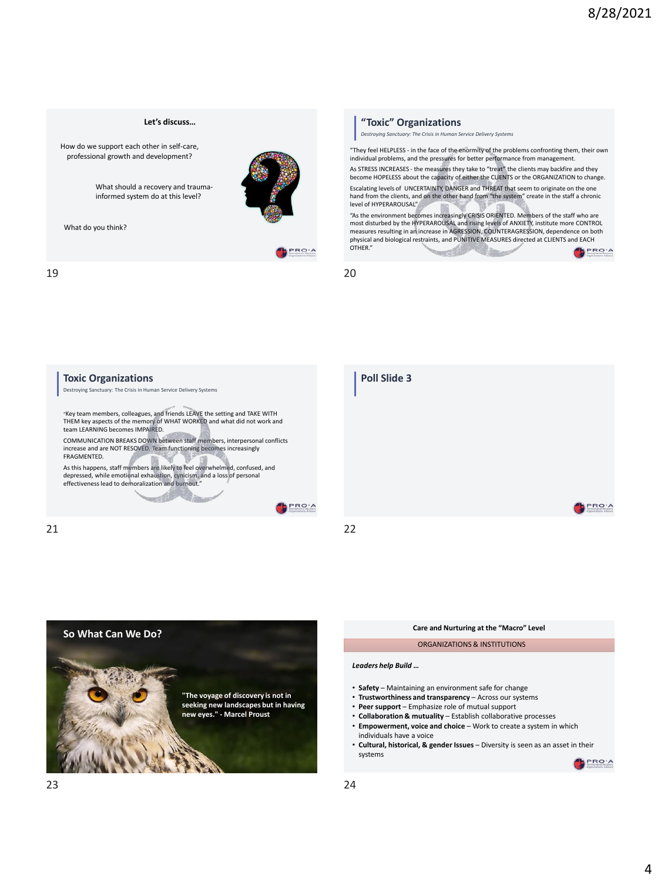## Let's discuss…

How do we support each other in self-care, professional growth and development?

What should a recovery and trauma-informed system do at this level?

What do you think?

## "Toxic" Organizations

*Destroying Sanctuary: The Crisis in Human Service Delivery Systems*

"They feel HELPLESS - in the face of the enormity of the problems confronting them, their own individual problems, and the pressures for better performance from management.

As STRESS INCREASES - the measures they take to "treat" the clients may backfire and they become HOPELESS about the capacity of either the CLIENTS or the ORGANIZATION to change.

Escalating levels of UNCERTAINTY, DANGER and THREAT that seem to originate on the one hand from the clients, and on the other hand from "the system" create in the staff a chronic level of HYPERAROUSAL"

"As the environment becomes increasingly CRISIS ORIENTED. Members of the staff who are most disturbed by the HYPERAROUSAL and rising levels of ANXIETY, institute more CONTROL measures resulting in an increase in AGRESSION, COUNTERAGRESSION, dependence on both physical and biological restraints, and PUNITIVE MEASURES directed at CLIENTS and EACH OTHER."

## Toxic Organizations

Destroying Sanctuary: The Crisis in Human Service Delivery Systems

"Key team members, colleagues, and friends LEAVE the setting and TAKE WITH THEM key aspects of the memory of WHAT WORKED and what did not work and team LEARNING becomes IMPAIRED.

COMMUNICATION BREAKS DOWN between staff members, interpersonal conflicts increase and are NOT RESOVED. Team functioning becomes increasingly FRAGMENTED.

As this happens, staff members are likely to feel overwhelmed, confused, and depressed, while emotional exhaustion, cynicism, and a loss of personal effectiveness lead to demoralization and burnout."

## Poll Slide 3

## So What Can We Do?

**"The voyage of discovery is not in seeking new landscapes but in having new eyes." - Marcel Proust**

## Care and Nurturing at the "Macro" Level

ORGANIZATIONS & INSTITUTIONS

***Leaders help Build …***

- **Safety** – Maintaining an environment safe for change
- **Trustworthiness and transparency** – Across our systems
- **Peer support** – Emphasize role of mutual support
- **Collaboration & mutuality** – Establish collaborative processes
- **Empowerment, voice and choice** – Work to create a system in which individuals have a voice
- **Cultural, historical, & gender Issues** – Diversity is seen as an asset in their systems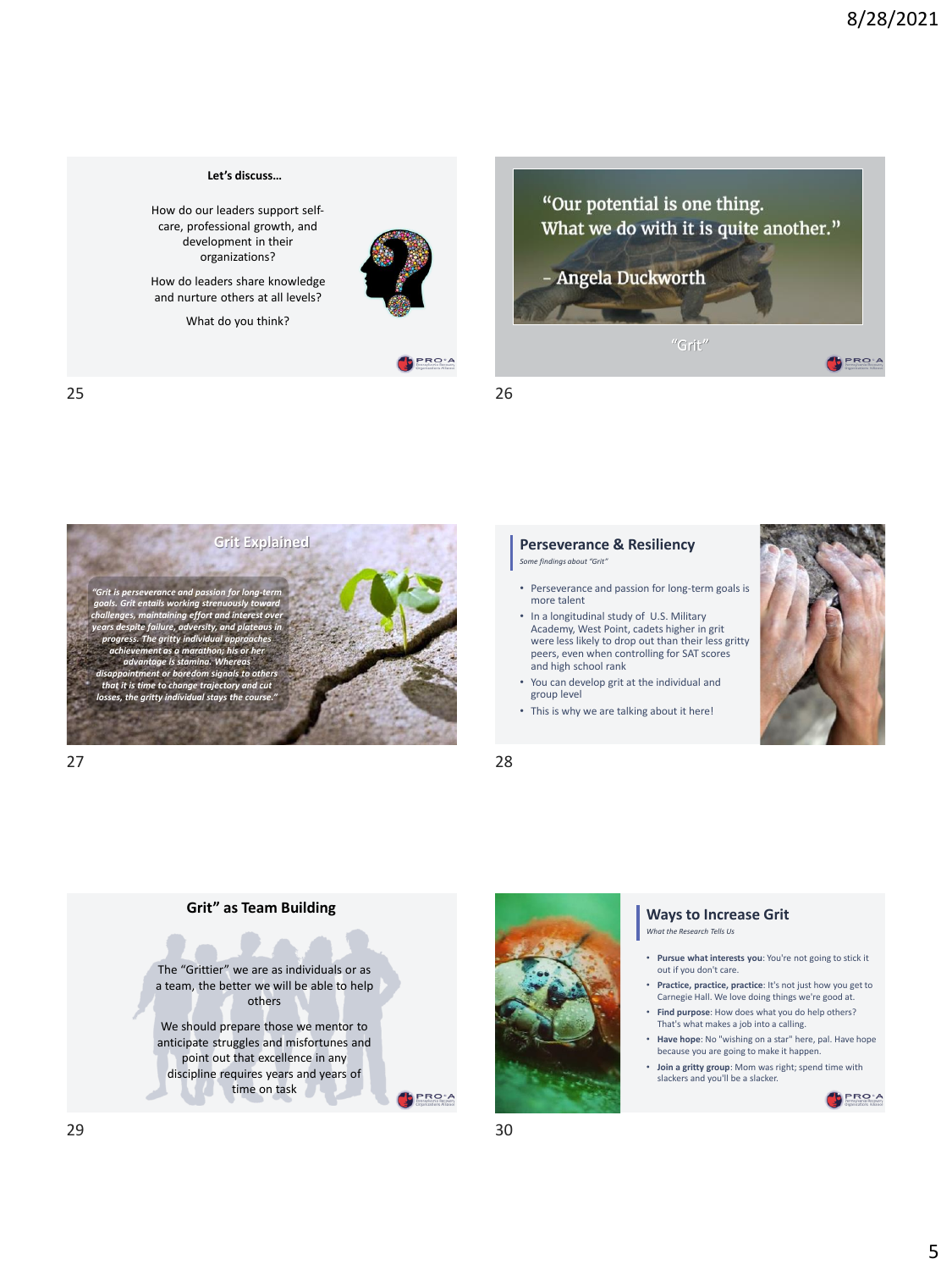### Let's discuss…

How do our leaders support self-care, professional growth, and development in their organizations?

How do leaders share knowledge and nurture others at all levels?

What do you think?

---

"Our potential is one thing. What we do with it is quite another."

– Angela Duckworth

"Grit"

---

### Grit Explained

*"Grit is perseverance and passion for long-term goals. Grit entails working strenuously toward challenges, maintaining effort and interest over years despite failure, adversity, and plateaus in progress. The gritty individual approaches achievement as a marathon; his or her advantage is stamina. Whereas disappointment or boredom signals to others that it is time to change trajectory and cut losses, the gritty individual stays the course."*

---

### Perseverance & Resiliency

*Some findings about "Grit"*

- Perseverance and passion for long-term goals is more talent
- In a longitudinal study of U.S. Military Academy, West Point, cadets higher in grit were less likely to drop out than their less gritty peers, even when controlling for SAT scores and high school rank
- You can develop grit at the individual and group level
- This is why we are talking about it here!

---

### Grit" as Team Building

The "Grittier" we are as individuals or as a team, the better we will be able to help others

We should prepare those we mentor to anticipate struggles and misfortunes and point out that excellence in any discipline requires years and years of time on task

---

### Ways to Increase Grit

*What the Research Tells Us*

- **Pursue what interests you**: You're not going to stick it out if you don't care.
- **Practice, practice, practice**: It's not just how you get to Carnegie Hall. We love doing things we're good at.
- **Find purpose**: How does what you do help others? That's what makes a job into a calling.
- **Have hope**: No "wishing on a star" here, pal. Have hope because you are going to make it happen.
- **Join a gritty group**: Mom was right; spend time with slackers and you'll be a slacker.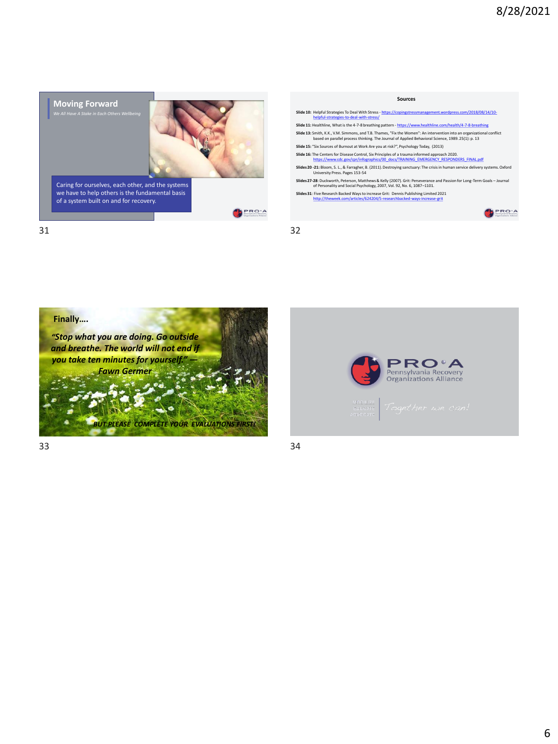## Moving Forward

*We All Have A Stake in Each Others Wellbeing*

Caring for ourselves, each other, and the systems we have to help others is the fundamental basis of a system built on and for recovery.

### Sources

**Slide 10:** Helpful Strategies To Deal With Stress - https://copingstressmanagement.wordpress.com/2018/08/14/10-helpful-strategies-to-deal-with-stress/

**Slide 11:** Healthline, What is the 4-7-8 breathing pattern - https://www.healthline.com/health/4-7-8-breathing

**Slide 13:** Smith, K.K., V.M. Simmons, and T.B. Thames, "Fix the Women": An intervention into an organizational conflict based on parallel process thinking. The Journal of Applied Behavioral Science, 1989. 25(1): p. 13

**Slide 15:** "Six Sources of Burnout at Work Are you at risk?", Psychology Today, (2013)

**Slide 16:** The Centers for Disease Control, Six Principles of a trauma informed approach 2020. https://www.cdc.gov/cpr/infographics/00_docs/TRAINING_EMERGENCY_RESPONDERS_FINAL.pdf

**Slides 20 -21:** Bloom, S. L., & Farragher, B. (2011). Destroying sanctuary: The crisis in human service delivery systems. Oxford University Press. Pages 153-54

**Slides 27-28:** Duckworth, Peterson, Matthews & Kelly (2007). Grit: Perseverance and Passion for Long-Term Goals – Journal of Personality and Social Psychology, 2007, Vol. 92, No. 6, 1087–1101.

**Slides 31:** Five Research Backed Ways to increase Grit: Dennis Publishing Limited 2021 http://theweek.com/articles/624204/5-researchbacked-ways-increase-grit

## Finally….

*"Stop what you are doing. Go outside and breathe. The world will not end if you take ten minutes for yourself." — Fawn Germer*

*BUT PLEASE COMPLETE YOUR EVALUATIONS FIRST!*

PRO-A Pennsylvania Recovery Organizations Alliance

Together we can!